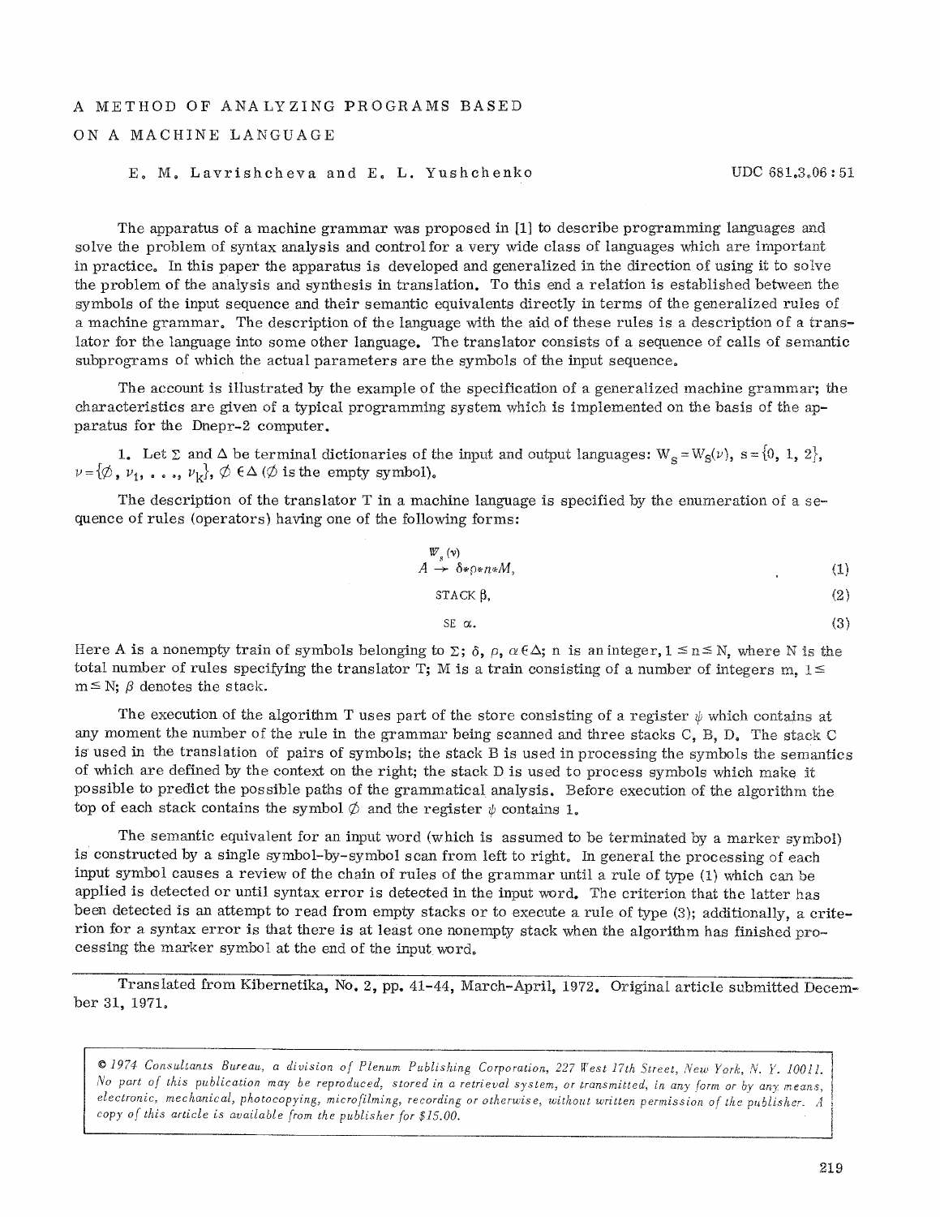# A METHOD OF ANALYZING PROGRAMS BASED ON A MACHINE LANGUAGE

E. M. Lavrishcheva and E. L. Yushchenko

UDC 681.3.06:51

The apparatus of a machine grammar was proposed in [1] to describe programming languages and solve the problem of syntax analysis and control for a very wide class of languages which are important in practice. In this paper the apparatus is developed and generalized in the direction of using it to solve the problem of the analysis and synthesis in translation. To this end a relation is established between the symbols of the input sequence and their semantic equivalents directly in terms of the generalized rules of a machine grammar. The description of the language with the aid of these rules is a description of a translator for the language into some other language. The translator consists of a sequence of calls of semantic subprograms of which the actual parameters are the symbols of the input sequence.

The account is illustrated by the example of the specification of a generalized machine grammar; the characteristics are given of a typical programming system which is implemented on the basis of the apparatus for the Dnepr-2 computer.

1. Let $\Sigma$ and $\Delta$ be terminal dictionaries of the input and output languages: $W_s = W_s(\nu)$, $s = \{0, 1, 2\}$, $\nu = \{\emptyset, \nu_1, \ldots, \nu_k\}$, $\emptyset \in \Delta$ ($\emptyset$ is the empty symbol).

The description of the translator T in a machine language is specified by the enumeration of a sequence of rules (operators) having one of the following forms:

$$A \overset{W_s(\nu)}{\rightarrow} \delta * \rho * n * M, \tag{1}$$

$$\text{STACK } \beta, \tag{2}$$

$$\text{SE } \alpha. \tag{3}$$

Here A is a nonempty train of symbols belonging to $\Sigma$; $\delta$, $\rho$, $\alpha \in \Delta$; n is an integer, $1 \leq n \leq N$, where N is the total number of rules specifying the translator T; M is a train consisting of a number of integers m, $1 \leq m \leq N$; $\beta$ denotes the stack.

The execution of the algorithm T uses part of the store consisting of a register $\psi$ which contains at any moment the number of the rule in the grammar being scanned and three stacks C, B, D. The stack C is used in the translation of pairs of symbols; the stack B is used in processing the symbols the semantics of which are defined by the context on the right; the stack D is used to process symbols which make it possible to predict the possible paths of the grammatical analysis. Before execution of the algorithm the top of each stack contains the symbol $\emptyset$ and the register $\psi$ contains 1.

The semantic equivalent for an input word (which is assumed to be terminated by a marker symbol) is constructed by a single symbol-by-symbol scan from left to right. In general the processing of each input symbol causes a review of the chain of rules of the grammar until a rule of type (1) which can be applied is detected or until syntax error is detected in the input word. The criterion that the latter has been detected is an attempt to read from empty stacks or to execute a rule of type (3); additionally, a criterion for a syntax error is that there is at least one nonempty stack when the algorithm has finished processing the marker symbol at the end of the input word.

---

Translated from Kibernetika, No. 2, pp. 41-44, March-April, 1972. Original article submitted December 31, 1971.

*© 1974 Consultants Bureau, a division of Plenum Publishing Corporation, 227 West 17th Street, New York, N. Y. 10011. No part of this publication may be reproduced, stored in a retrieval system, or transmitted, in any form or by any means, electronic, mechanical, photocopying, microfilming, recording or otherwise, without written permission of the publisher. A copy of this article is available from the publisher for $15.00.*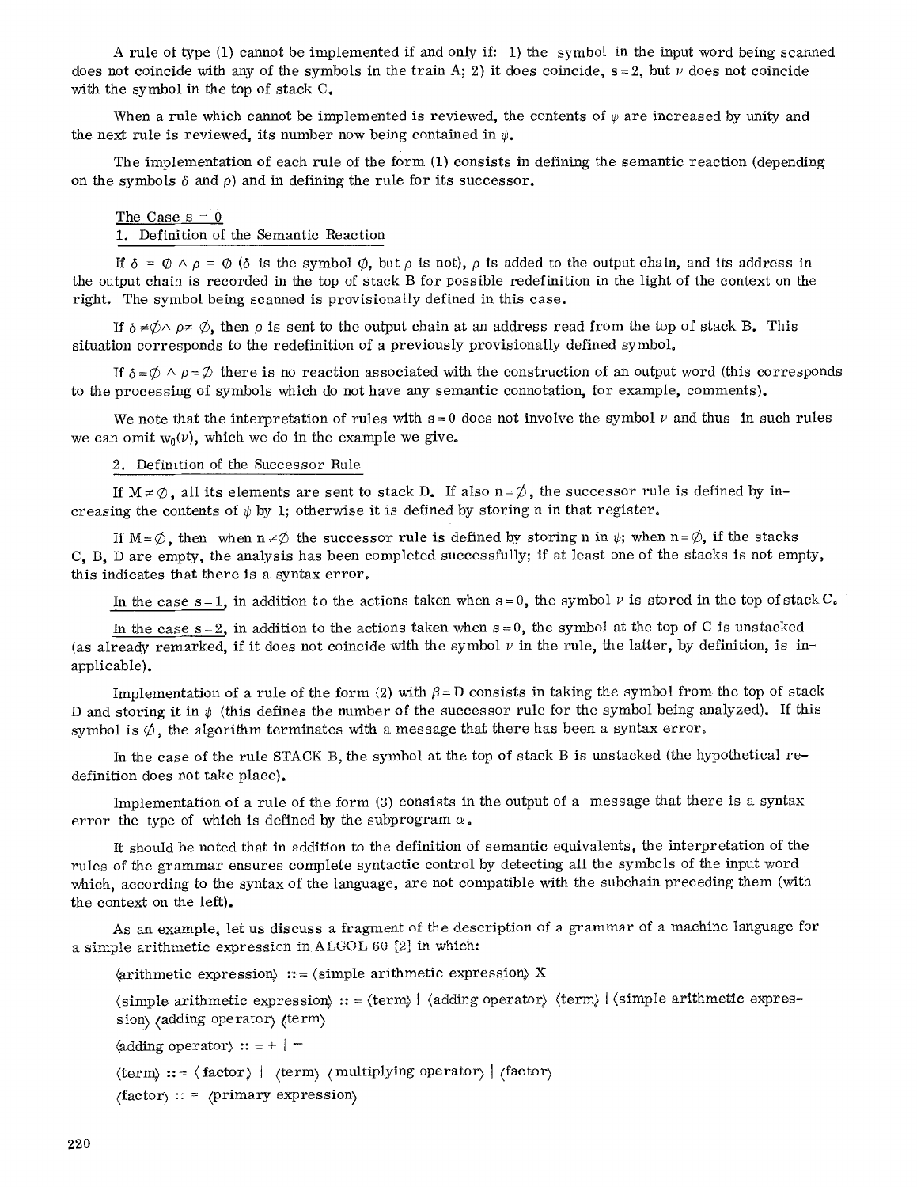A rule of type (1) cannot be implemented if and only if: 1) the symbol in the input word being scanned does not coincide with any of the symbols in the train A; 2) it does coincide, $s = 2$, but $\nu$ does not coincide with the symbol in the top of stack C.

When a rule which cannot be implemented is reviewed, the contents of $\psi$ are increased by unity and the next rule is reviewed, its number now being contained in $\psi$.

The implementation of each rule of the form (1) consists in defining the semantic reaction (depending on the symbols $\delta$ and $\rho$) and in defining the rule for its successor.

## The Case $s = 0$

### 1. Definition of the Semantic Reaction

If $\delta = \emptyset \wedge \rho = \emptyset$ ($\delta$ is the symbol $\emptyset$, but $\rho$ is not), $\rho$ is added to the output chain, and its address in the output chain is recorded in the top of stack B for possible redefinition in the light of the context on the right. The symbol being scanned is provisionally defined in this case.

If $\delta \neq \emptyset \wedge \rho \neq \emptyset$, then $\rho$ is sent to the output chain at an address read from the top of stack B. This situation corresponds to the redefinition of a previously provisionally defined symbol.

If $\delta = \emptyset \wedge \rho = \emptyset$ there is no reaction associated with the construction of an output word (this corresponds to the processing of symbols which do not have any semantic connotation, for example, comments).

We note that the interpretation of rules with $s = 0$ does not involve the symbol $\nu$ and thus in such rules we can omit $w_0(\nu)$, which we do in the example we give.

### 2. Definition of the Successor Rule

If $M \neq \emptyset$, all its elements are sent to stack D. If also $n = \emptyset$, the successor rule is defined by increasing the contents of $\psi$ by 1; otherwise it is defined by storing n in that register.

If $M = \emptyset$, then when $n \neq \emptyset$ the successor rule is defined by storing n in $\psi$; when $n = \emptyset$, if the stacks C, B, D are empty, the analysis has been completed successfully; if at least one of the stacks is not empty, this indicates that there is a syntax error.

In the case $s = 1$, in addition to the actions taken when $s = 0$, the symbol $\nu$ is stored in the top of stack C.

In the case $s = 2$, in addition to the actions taken when $s = 0$, the symbol at the top of C is unstacked (as already remarked, if it does not coincide with the symbol $\nu$ in the rule, the latter, by definition, is inapplicable).

Implementation of a rule of the form (2) with $\beta = D$ consists in taking the symbol from the top of stack D and storing it in $\psi$ (this defines the number of the successor rule for the symbol being analyzed). If this symbol is $\emptyset$, the algorithm terminates with a message that there has been a syntax error.

In the case of the rule STACK B, the symbol at the top of stack B is unstacked (the hypothetical redefinition does not take place).

Implementation of a rule of the form (3) consists in the output of a message that there is a syntax error the type of which is defined by the subprogram $\alpha$.

It should be noted that in addition to the definition of semantic equivalents, the interpretation of the rules of the grammar ensures complete syntactic control by detecting all the symbols of the input word which, according to the syntax of the language, are not compatible with the subchain preceding them (with the context on the left).

As an example, let us discuss a fragment of the description of a grammar of a machine language for a simple arithmetic expression in ALGOL 60 [2] in which:

⟨arithmetic expression⟩ ::= ⟨simple arithmetic expression⟩ X

⟨simple arithmetic expression⟩ ::= ⟨term⟩ | ⟨adding operator⟩ ⟨term⟩ | ⟨simple arithmetic expression⟩ ⟨adding operator⟩ ⟨term⟩

⟨adding operator⟩ ::= + | −

⟨term⟩ ::= ⟨factor⟩ | ⟨term⟩ ⟨multiplying operator⟩ | ⟨factor⟩

⟨factor⟩ ::= ⟨primary expression⟩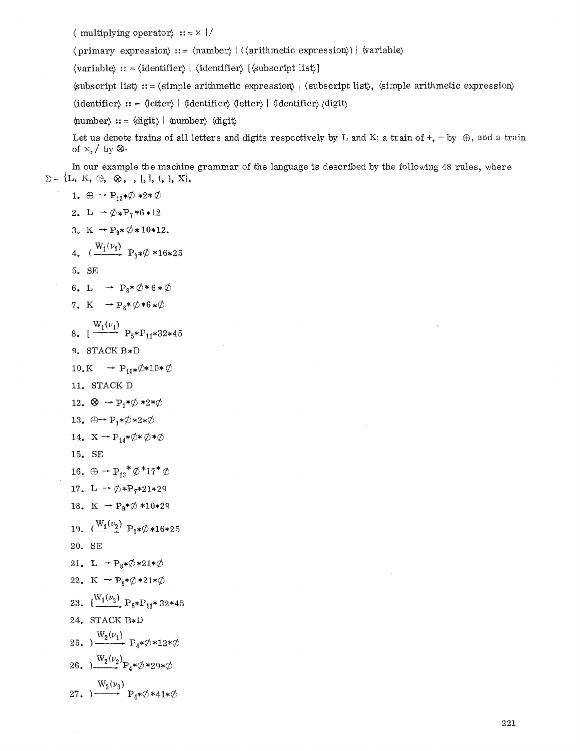⟨multiplying operator⟩ ::= × | /

⟨primary expression⟩ ::= ⟨number⟩ | (⟨arithmetic expression⟩) | ⟨variable⟩

⟨variable⟩ ::= ⟨identifier⟩ | ⟨identifier⟩ [⟨subscript list⟩]

⟨subscript list⟩ ::= ⟨simple arithmetic expression⟩ | ⟨subscript list⟩, ⟨simple arithmetic expression⟩

⟨identifier⟩ ::= ⟨letter⟩ | ⟨identifier⟩ ⟨letter⟩ | ⟨identifier⟩ ⟨digit⟩

⟨number⟩ ::= ⟨digit⟩ | ⟨number⟩ ⟨digit⟩

Let us denote trains of all letters and digits respectively by L and K; a train of +, − by ⊕, and a train of ×, / by ⊗.

In our example the machine grammar of the language is described by the following 48 rules, where $\Sigma = \{L, K, \oplus, \otimes, , [, ], (, ), X\}$.

1. $\oplus \rightarrow P_{13}*\emptyset*2*\emptyset$
2. $L \rightarrow \emptyset*P_7*6*12$
3. $K \rightarrow P_9*\emptyset*10*12.$
4. $( \xrightarrow{W_1(\nu_1)} P_3*\emptyset*16*25$
5. SE
6. $L \rightarrow P_8*\emptyset*6*\emptyset$
7. $K \rightarrow P_8*\emptyset*6*\emptyset$
8. $[ \xrightarrow{W_1(\nu_1)} P_5*P_{11}*32*45$
9. STACK B*D
10. $K \rightarrow P_{10}*\emptyset*10*\emptyset$
11. STACK D
12. $\otimes \rightarrow P_2*\emptyset*2*\emptyset$
13. $\oplus \rightarrow P_1*\emptyset*2*\emptyset$
14. $X \rightarrow P_{14}*\emptyset*\emptyset*\emptyset$
15. SE
16. $\oplus \rightarrow P_{13}*\emptyset*17*\emptyset$
17. $L \rightarrow \emptyset*P_7*21*29$
18. $K \rightarrow P_9*\emptyset*10*29$
19. $( \xrightarrow{W_1(\nu_2)} P_3*\emptyset*16*25$
20. SE
21. $L \rightarrow P_8*\emptyset*21*\emptyset$
22. $K \rightarrow P_8*\emptyset*21*\emptyset$
23. $[ \xrightarrow{W_1(\nu_2)} P_5*P_{11}*32*45$
24. STACK B*D
25. $) \xrightarrow{W_2(\nu_1)} P_4*\emptyset*12*\emptyset$
26. $) \xrightarrow{W_2(\nu_2)} P_4*\emptyset*29*\emptyset$
27. $) \xrightarrow{W_2(\nu_3)} P_4*\emptyset*41*\emptyset$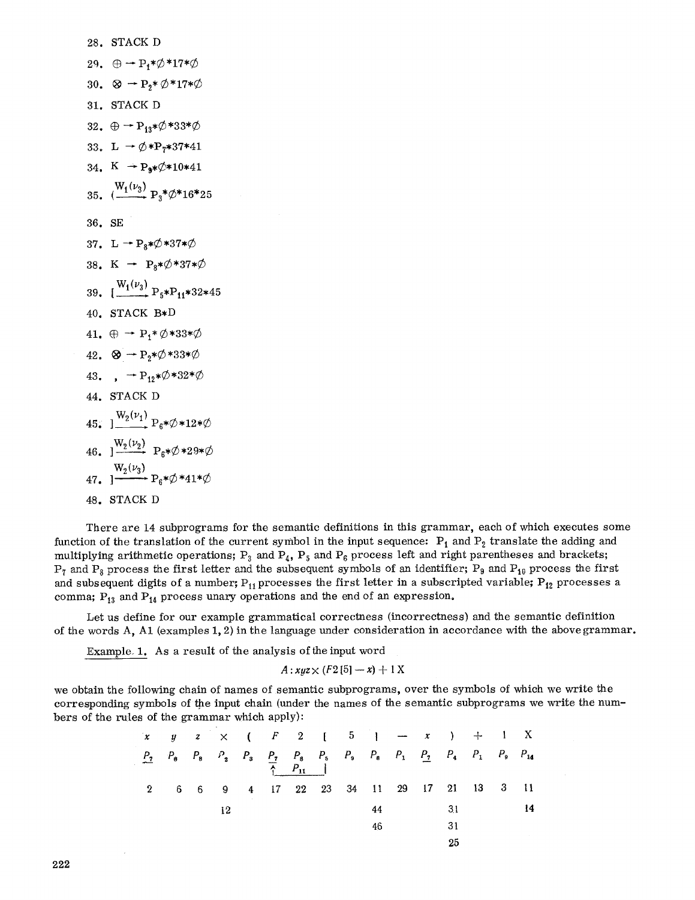28. STACK D

29. $\oplus \rightarrow P_1*\emptyset*17*\emptyset$

30. $\otimes \rightarrow P_2*\emptyset*17*\emptyset$

31. STACK D

32. $\oplus \rightarrow P_{13}*\emptyset*33*\emptyset$

33. $L \rightarrow \emptyset*P_7*37*41$

34. $K \rightarrow P_9*\emptyset*10*41$

35. $( \xrightarrow{W_1(\nu_3)} P_3*\emptyset*16*25$

36. SE

37. $L \rightarrow P_8*\emptyset*37*\emptyset$

38. $K \rightarrow P_8*\emptyset*37*\emptyset$

39. $[ \xrightarrow{W_1(\nu_3)} P_5*P_{11}*32*45$

40. STACK B*D

41. $\oplus \rightarrow P_1*\emptyset*33*\emptyset$

42. $\otimes \rightarrow P_2*\emptyset*33*\emptyset$

43. $, \rightarrow P_{12}*\emptyset*32*\emptyset$

44. STACK D

45. $] \xrightarrow{W_2(\nu_1)} P_6*\emptyset*12*\emptyset$

46. $] \xrightarrow{W_2(\nu_2)} P_6*\emptyset*29*\emptyset$

47. $] \xrightarrow{W_2(\nu_3)} P_6*\emptyset*41*\emptyset$

48. STACK D

There are 14 subprograms for the semantic definitions in this grammar, each of which executes some function of the translation of the current symbol in the input sequence: $P_1$ and $P_2$ translate the adding and multiplying arithmetic operations; $P_3$ and $P_4$, $P_5$ and $P_6$ process left and right parentheses and brackets; $P_7$ and $P_8$ process the first letter and the subsequent symbols of an identifier; $P_9$ and $P_{10}$ process the first and subsequent digits of a number; $P_{11}$ processes the first letter in a subscripted variable; $P_{12}$ processes a comma; $P_{13}$ and $P_{14}$ process unary operations and the end of an expression.

Let us define for our example grammatical correctness (incorrectness) and the semantic definition of the words A, A1 (examples 1, 2) in the language under consideration in accordance with the above grammar.

Example 1. As a result of the analysis of the input word

$$A: xyz \times (F2[5] - x) + 1\,X$$

we obtain the following chain of names of semantic subprograms, over the symbols of which we write the corresponding symbols of the input chain (under the names of the semantic subprograms we write the numbers of the rules of the grammar which apply):

| $x$ | $y$ | $z$ | $\times$ | ( | $F$ | 2 | [ | 5 | ] | — | $x$ | ) | + | 1 | X |
|---|---|---|---|---|---|---|---|---|---|---|---|---|---|---|---|
| $\underline{P_7}$ | $P_8$ | $P_8$ | $P_2$ | $P_3$ | $\underline{P_7}$ ↑ | $P_8$ $P_{11}$ | $P_5$ | $P_9$ | $P_6$ | $P_1$ | $\underline{P_7}$ | $P_4$ | $P_1$ | $P_9$ | $P_{14}$ |
| 2 | 6 | 6 | 9 | 4 | 17 | 22 | 23 | 34 | 11 | 29 | 17 | 21 | 13 | 3 | 11 |
| | | | 12 | | | | | | 44 | | | 31 | | | 14 |
| | | | | | | | | | 46 | | | 31 | | | |
| | | | | | | | | | | | | 25 | | | |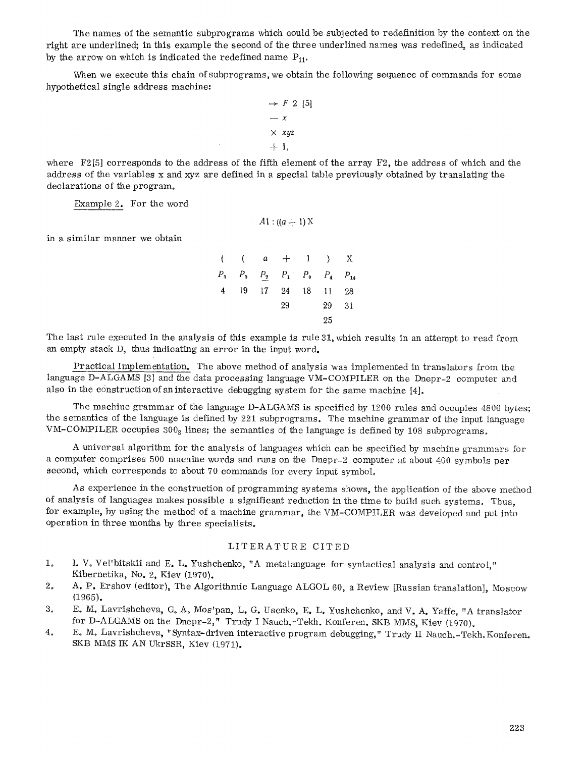The names of the semantic subprograms which could be subjected to redefinition by the context on the right are underlined; in this example the second of the three underlined names was redefined, as indicated by the arrow on which is indicated the redefined name $P_{11}$.

When we execute this chain of subprograms, we obtain the following sequence of commands for some hypothetical single address machine:

$$\begin{array}{l} \rightarrow F\ 2\ [5] \\ -\ x \\ \times\ xyz \\ +\ 1, \end{array}$$

where F2[5] corresponds to the address of the fifth element of the array F2, the address of which and the address of the variables x and xyz are defined in a special table previously obtained by translating the declarations of the program.

Example 2. For the word

$$A1 : ((a + 1) \times$$

in a similar manner we obtain

| ( | ( | $a$ | + | 1 | ) | X |
|---|---|---|---|---|---|---|
| $P_3$ | $P_3$ | $\underline{P_7}$ | $P_1$ | $P_9$ | $P_4$ | $P_{14}$ |
| 4 | 19 | 17 | 24 | 18 | 11 | 28 |
| | | | 29 | | 29 | 31 |
| | | | | | 25 | |

The last rule executed in the analysis of this example is rule 31, which results in an attempt to read from an empty stack D, thus indicating an error in the input word.

Practical Implementation. The above method of analysis was implemented in translators from the language D-ALGAMS [3] and the data processing language VM-COMPILER on the Dnepr-2 computer and also in the construction of an interactive debugging system for the same machine [4].

The machine grammar of the language D-ALGAMS is specified by 1200 rules and occupies 4800 bytes; the semantics of the language is defined by 221 subprograms. The machine grammar of the input language VM-COMPILER occupies $300_8$ lines; the semantics of the language is defined by 108 subprograms.

A universal algorithm for the analysis of languages which can be specified by machine grammars for a computer comprises 500 machine words and runs on the Dnepr-2 computer at about 400 symbols per second, which corresponds to about 70 commands for every input symbol.

As experience in the construction of programming systems shows, the application of the above method of analysis of languages makes possible a significant reduction in the time to build such systems. Thus, for example, by using the method of a machine grammar, the VM-COMPILER was developed and put into operation in three months by three specialists.

## LITERATURE CITED

1. I. V. Vel'bitskii and E. L. Yushchenko, "A metalanguage for syntactical analysis and control," Kibernetika, No. 2, Kiev (1970).
2. A. P. Ershov (editor), The Algorithmic Language ALGOL 60, a Review [Russian translation], Moscow (1965).
3. E. M. Lavrishcheva, G. A. Mos'pan, L. G. Usenko, E. L. Yushchenko, and V. A. Yaffe, "A translator for D-ALGAMS on the Dnepr-2," Trudy I Nauch.-Tekh. Konferen. SKB MMS, Kiev (1970).
4. E. M. Lavrishcheva, "Syntax-driven interactive program debugging," Trudy II Nauch.-Tekh. Konferen. SKB MMS IK AN UkrSSR, Kiev (1971).